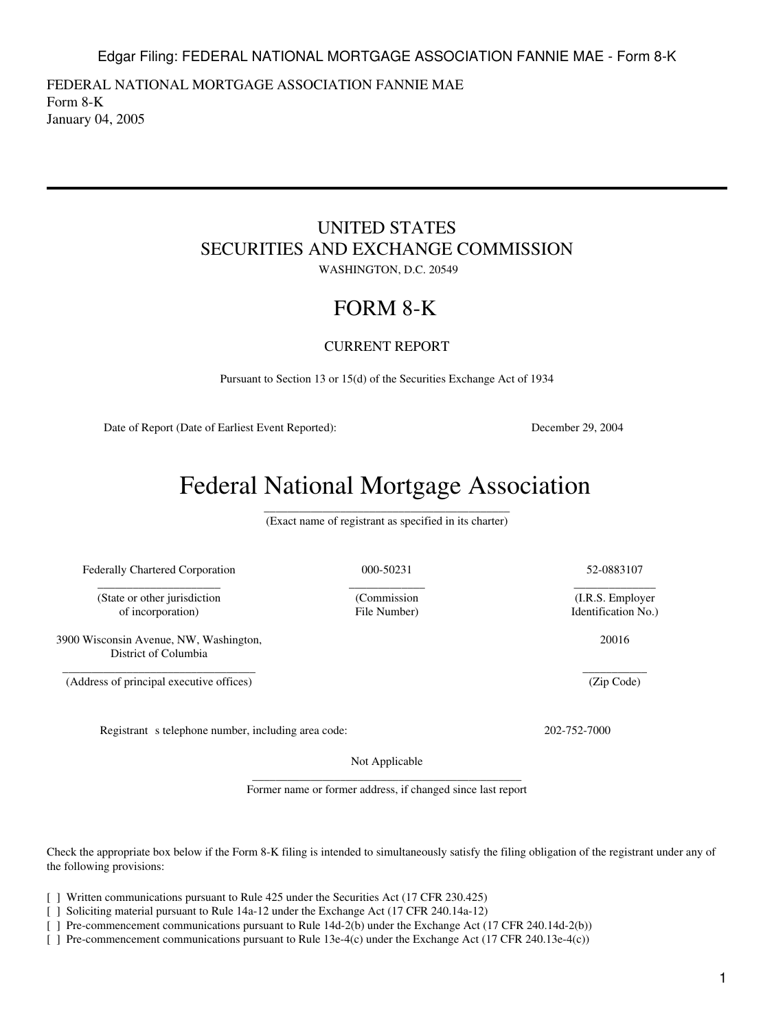FEDERAL NATIONAL MORTGAGE ASSOCIATION FANNIE MAE
Form 8-K
January 04, 2005

---

# UNITED STATES
# SECURITIES AND EXCHANGE COMMISSION

WASHINGTON, D.C. 20549

## FORM 8-K

### CURRENT REPORT

Pursuant to Section 13 or 15(d) of the Securities Exchange Act of 1934

Date of Report (Date of Earliest Event Reported): December 29, 2004

# Federal National Mortgage Association

(Exact name of registrant as specified in its charter)

| Federally Chartered Corporation | 000-50231 | 52-0883107 |
|---|---|---|
| (State or other jurisdiction of incorporation) | (Commission File Number) | (I.R.S. Employer Identification No.) |

| 3900 Wisconsin Avenue, NW, Washington, District of Columbia | 20016 |
|---|---|
| (Address of principal executive offices) | (Zip Code) |

Registrant s telephone number, including area code: 202-752-7000

Not Applicable

Former name or former address, if changed since last report

Check the appropriate box below if the Form 8-K filing is intended to simultaneously satisfy the filing obligation of the registrant under any of the following provisions:

[ ] Written communications pursuant to Rule 425 under the Securities Act (17 CFR 230.425)
[ ] Soliciting material pursuant to Rule 14a-12 under the Exchange Act (17 CFR 240.14a-12)
[ ] Pre-commencement communications pursuant to Rule 14d-2(b) under the Exchange Act (17 CFR 240.14d-2(b))
[ ] Pre-commencement communications pursuant to Rule 13e-4(c) under the Exchange Act (17 CFR 240.13e-4(c))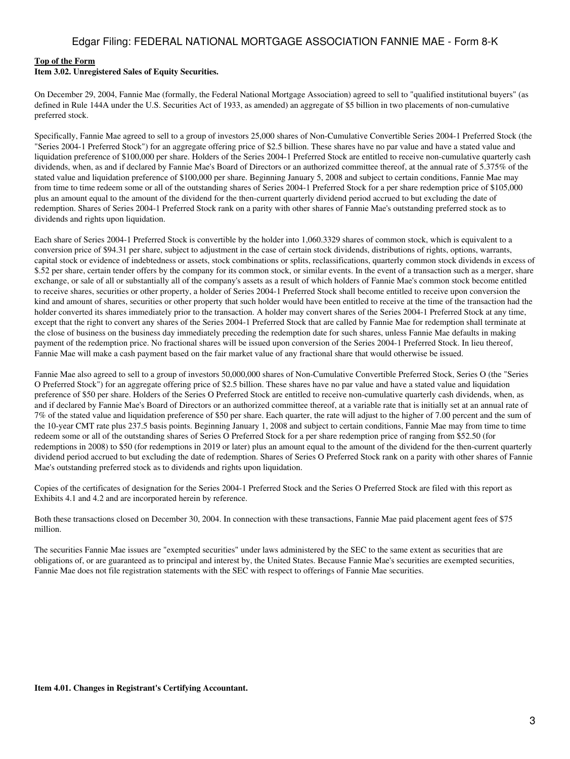**Top of the Form**

**Item 3.02. Unregistered Sales of Equity Securities.**

On December 29, 2004, Fannie Mae (formally, the Federal National Mortgage Association) agreed to sell to "qualified institutional buyers" (as defined in Rule 144A under the U.S. Securities Act of 1933, as amended) an aggregate of $5 billion in two placements of non-cumulative preferred stock.

Specifically, Fannie Mae agreed to sell to a group of investors 25,000 shares of Non-Cumulative Convertible Series 2004-1 Preferred Stock (the "Series 2004-1 Preferred Stock") for an aggregate offering price of $2.5 billion. These shares have no par value and have a stated value and liquidation preference of $100,000 per share. Holders of the Series 2004-1 Preferred Stock are entitled to receive non-cumulative quarterly cash dividends, when, as and if declared by Fannie Mae's Board of Directors or an authorized committee thereof, at the annual rate of 5.375% of the stated value and liquidation preference of $100,000 per share. Beginning January 5, 2008 and subject to certain conditions, Fannie Mae may from time to time redeem some or all of the outstanding shares of Series 2004-1 Preferred Stock for a per share redemption price of $105,000 plus an amount equal to the amount of the dividend for the then-current quarterly dividend period accrued to but excluding the date of redemption. Shares of Series 2004-1 Preferred Stock rank on a parity with other shares of Fannie Mae's outstanding preferred stock as to dividends and rights upon liquidation.

Each share of Series 2004-1 Preferred Stock is convertible by the holder into 1,060.3329 shares of common stock, which is equivalent to a conversion price of $94.31 per share, subject to adjustment in the case of certain stock dividends, distributions of rights, options, warrants, capital stock or evidence of indebtedness or assets, stock combinations or splits, reclassifications, quarterly common stock dividends in excess of $.52 per share, certain tender offers by the company for its common stock, or similar events. In the event of a transaction such as a merger, share exchange, or sale of all or substantially all of the company's assets as a result of which holders of Fannie Mae's common stock become entitled to receive shares, securities or other property, a holder of Series 2004-1 Preferred Stock shall become entitled to receive upon conversion the kind and amount of shares, securities or other property that such holder would have been entitled to receive at the time of the transaction had the holder converted its shares immediately prior to the transaction. A holder may convert shares of the Series 2004-1 Preferred Stock at any time, except that the right to convert any shares of the Series 2004-1 Preferred Stock that are called by Fannie Mae for redemption shall terminate at the close of business on the business day immediately preceding the redemption date for such shares, unless Fannie Mae defaults in making payment of the redemption price. No fractional shares will be issued upon conversion of the Series 2004-1 Preferred Stock. In lieu thereof, Fannie Mae will make a cash payment based on the fair market value of any fractional share that would otherwise be issued.

Fannie Mae also agreed to sell to a group of investors 50,000,000 shares of Non-Cumulative Convertible Preferred Stock, Series O (the "Series O Preferred Stock") for an aggregate offering price of $2.5 billion. These shares have no par value and have a stated value and liquidation preference of $50 per share. Holders of the Series O Preferred Stock are entitled to receive non-cumulative quarterly cash dividends, when, as and if declared by Fannie Mae's Board of Directors or an authorized committee thereof, at a variable rate that is initially set at an annual rate of 7% of the stated value and liquidation preference of $50 per share. Each quarter, the rate will adjust to the higher of 7.00 percent and the sum of the 10-year CMT rate plus 237.5 basis points. Beginning January 1, 2008 and subject to certain conditions, Fannie Mae may from time to time redeem some or all of the outstanding shares of Series O Preferred Stock for a per share redemption price of ranging from $52.50 (for redemptions in 2008) to $50 (for redemptions in 2019 or later) plus an amount equal to the amount of the dividend for the then-current quarterly dividend period accrued to but excluding the date of redemption. Shares of Series O Preferred Stock rank on a parity with other shares of Fannie Mae's outstanding preferred stock as to dividends and rights upon liquidation.

Copies of the certificates of designation for the Series 2004-1 Preferred Stock and the Series O Preferred Stock are filed with this report as Exhibits 4.1 and 4.2 and are incorporated herein by reference.

Both these transactions closed on December 30, 2004. In connection with these transactions, Fannie Mae paid placement agent fees of $75 million.

The securities Fannie Mae issues are "exempted securities" under laws administered by the SEC to the same extent as securities that are obligations of, or are guaranteed as to principal and interest by, the United States. Because Fannie Mae's securities are exempted securities, Fannie Mae does not file registration statements with the SEC with respect to offerings of Fannie Mae securities.

**Item 4.01. Changes in Registrant's Certifying Accountant.**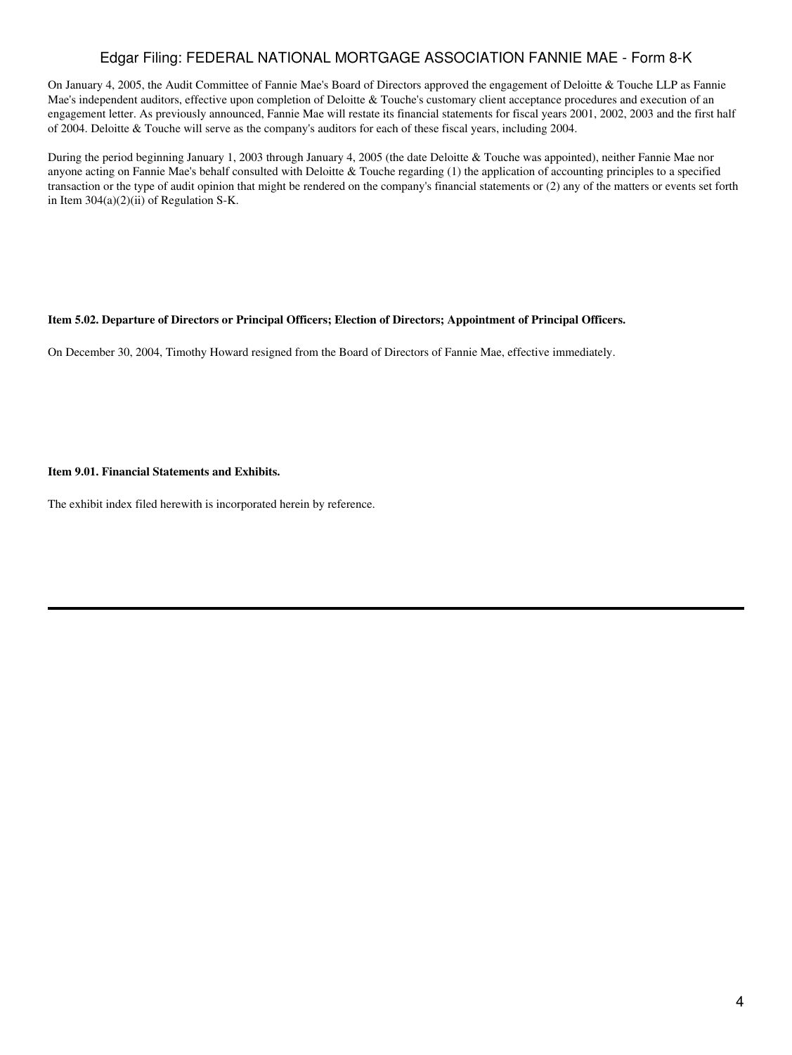On January 4, 2005, the Audit Committee of Fannie Mae's Board of Directors approved the engagement of Deloitte & Touche LLP as Fannie Mae's independent auditors, effective upon completion of Deloitte & Touche's customary client acceptance procedures and execution of an engagement letter. As previously announced, Fannie Mae will restate its financial statements for fiscal years 2001, 2002, 2003 and the first half of 2004. Deloitte & Touche will serve as the company's auditors for each of these fiscal years, including 2004.

During the period beginning January 1, 2003 through January 4, 2005 (the date Deloitte & Touche was appointed), neither Fannie Mae nor anyone acting on Fannie Mae's behalf consulted with Deloitte & Touche regarding (1) the application of accounting principles to a specified transaction or the type of audit opinion that might be rendered on the company's financial statements or (2) any of the matters or events set forth in Item 304(a)(2)(ii) of Regulation S-K.

**Item 5.02. Departure of Directors or Principal Officers; Election of Directors; Appointment of Principal Officers.**

On December 30, 2004, Timothy Howard resigned from the Board of Directors of Fannie Mae, effective immediately.

**Item 9.01. Financial Statements and Exhibits.**

The exhibit index filed herewith is incorporated herein by reference.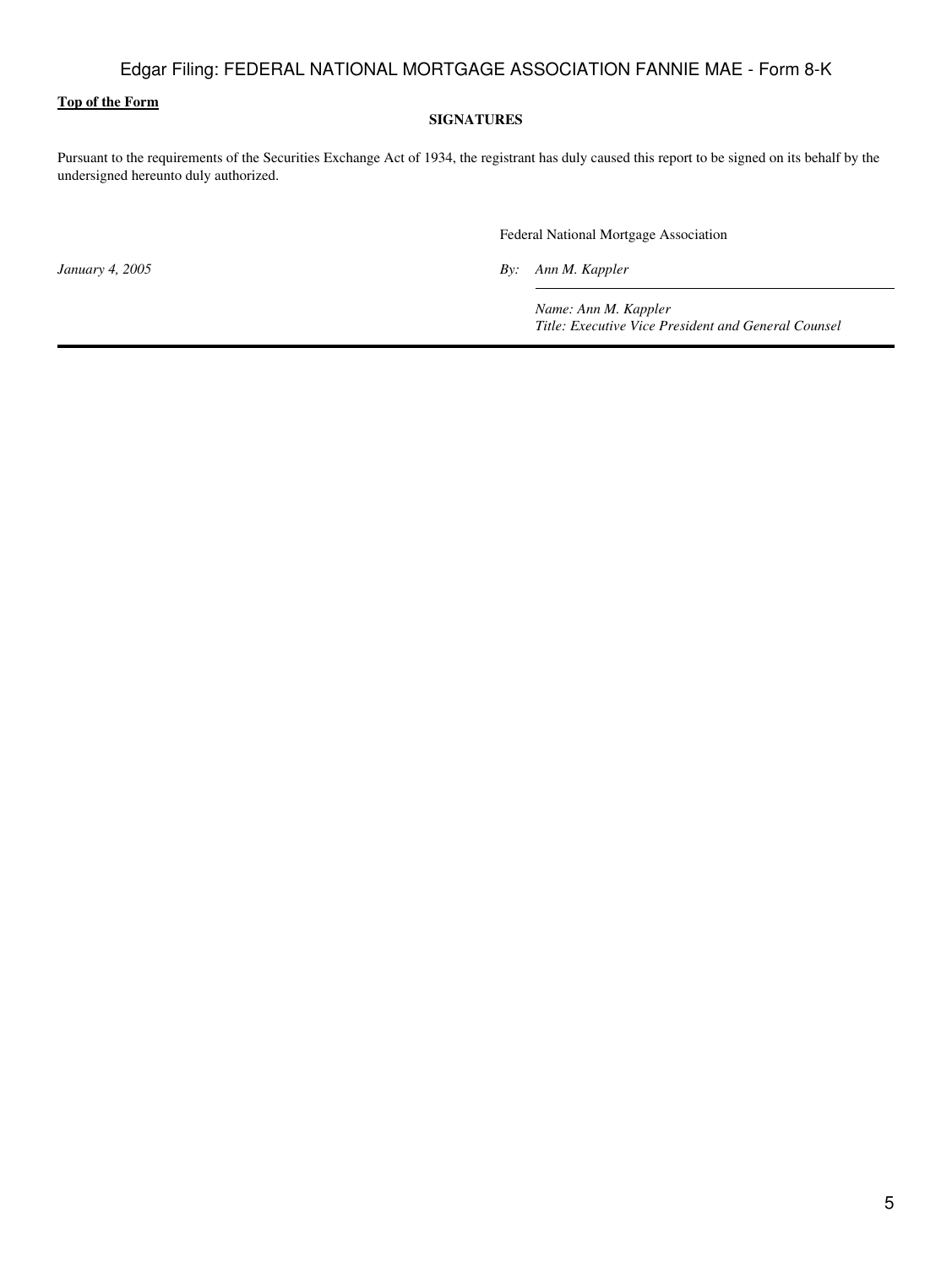**Top of the Form**

**SIGNATURES**

Pursuant to the requirements of the Securities Exchange Act of 1934, the registrant has duly caused this report to be signed on its behalf by the undersigned hereunto duly authorized.

Federal National Mortgage Association

*January 4, 2005* *By: Ann M. Kappler*

*Name: Ann M. Kappler*
*Title: Executive Vice President and General Counsel*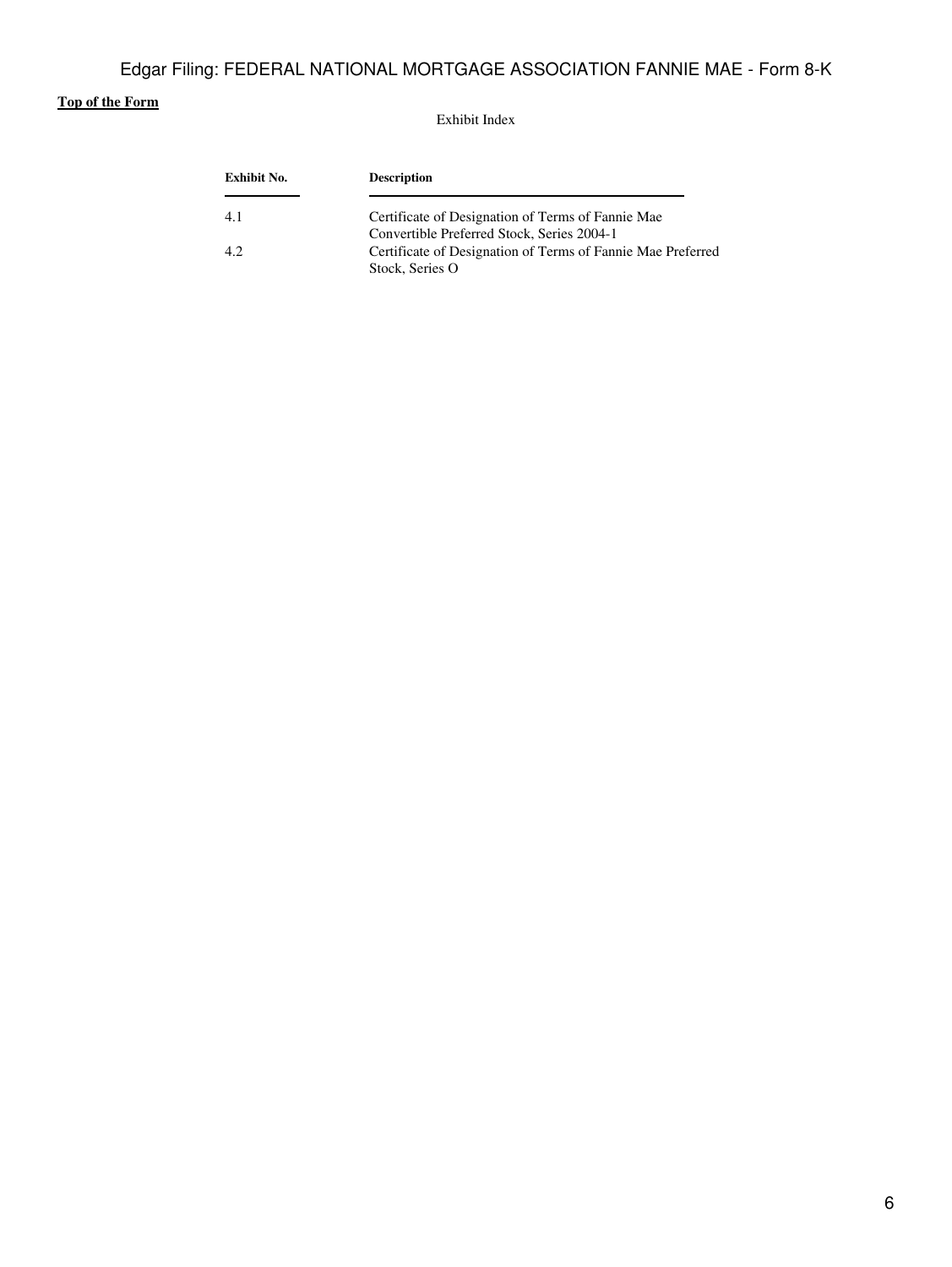**Top of the Form**

Exhibit Index

| Exhibit No. | Description |
| --- | --- |
| 4.1 | Certificate of Designation of Terms of Fannie Mae Convertible Preferred Stock, Series 2004-1 |
| 4.2 | Certificate of Designation of Terms of Fannie Mae Preferred Stock, Series O |